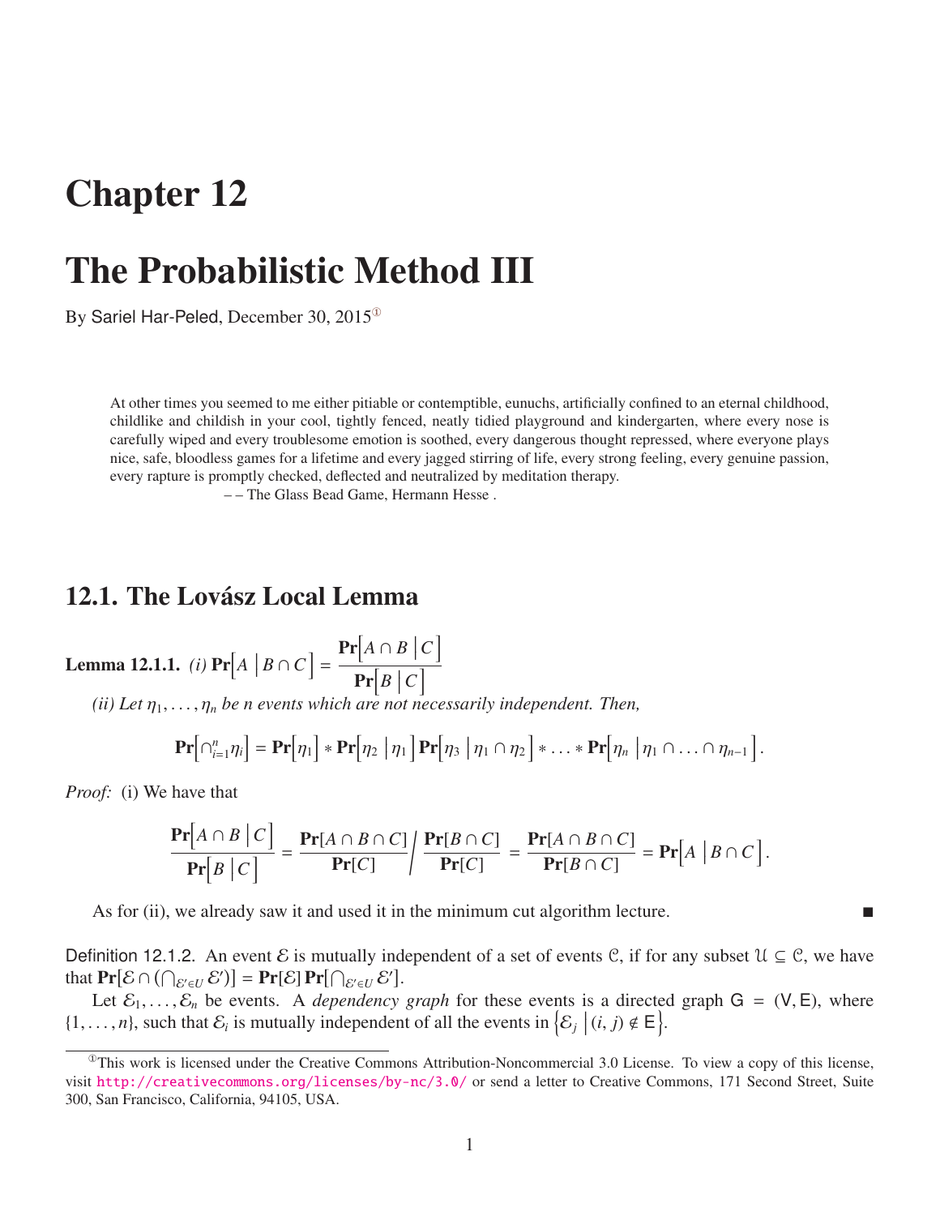# Chapter 12

# The Probabilistic Method III

By Sariel Har-Peled, December 30, 2015[1]

> At other times you seemed to me either pitiable or contemptible, eunuchs, artificially confined to an eternal childhood, childlike and childish in your cool, tightly fenced, neatly tidied playground and kindergarten, where every nose is carefully wiped and every troublesome emotion is soothed, every dangerous thought repressed, where everyone plays nice, safe, bloodless games for a lifetime and every jagged stirring of life, every strong feeling, every genuine passion, every rapture is promptly checked, deflected and neutralized by meditation therapy.
>
> – – The Glass Bead Game, Hermann Hesse .

## 12.1. The Lovász Local Lemma

**Lemma 12.1.1.** *(i)* $\mathbf{Pr}\Big[A \,\Big|\, B \cap C\Big] = \dfrac{\mathbf{Pr}\Big[A \cap B \,\Big|\, C\Big]}{\mathbf{Pr}\Big[B \,\Big|\, C\Big]}$

*(ii) Let $\eta_1, \ldots, \eta_n$ be n events which are not necessarily independent. Then,*

$$\mathbf{Pr}\Big[\cap_{i=1}^{n} \eta_i\Big] = \mathbf{Pr}\Big[\eta_1\Big] * \mathbf{Pr}\Big[\eta_2 \,\Big|\, \eta_1\Big] \mathbf{Pr}\Big[\eta_3 \,\Big|\, \eta_1 \cap \eta_2\Big] * \ldots * \mathbf{Pr}\Big[\eta_n \,\Big|\, \eta_1 \cap \ldots \cap \eta_{n-1}\Big].$$

*Proof:* (i) We have that

$$\frac{\mathbf{Pr}\Big[A \cap B \,\Big|\, C\Big]}{\mathbf{Pr}\Big[B \,\Big|\, C\Big]} = \frac{\mathbf{Pr}[A \cap B \cap C]}{\mathbf{Pr}[C]} \Bigg/ \frac{\mathbf{Pr}[B \cap C]}{\mathbf{Pr}[C]} = \frac{\mathbf{Pr}[A \cap B \cap C]}{\mathbf{Pr}[B \cap C]} = \mathbf{Pr}\Big[A \,\Big|\, B \cap C\Big].$$

As for (ii), we already saw it and used it in the minimum cut algorithm lecture. ■

Definition 12.1.2. An event $\mathcal{E}$ is mutually independent of a set of events $\mathcal{C}$, if for any subset $\mathcal{U} \subseteq \mathcal{C}$, we have that $\mathbf{Pr}[\mathcal{E} \cap (\bigcap_{\mathcal{E}' \in U} \mathcal{E}')] = \mathbf{Pr}[\mathcal{E}]\,\mathbf{Pr}[\bigcap_{\mathcal{E}' \in U} \mathcal{E}']$.

Let $\mathcal{E}_1, \ldots, \mathcal{E}_n$ be events. A *dependency graph* for these events is a directed graph $\mathsf{G} = (\mathsf{V}, \mathsf{E})$, where $\{1, \ldots, n\}$, such that $\mathcal{E}_i$ is mutually independent of all the events in $\Big\{\mathcal{E}_j \,\Big|\, (i, j) \notin \mathsf{E}\Big\}$.

[1] This work is licensed under the Creative Commons Attribution-Noncommercial 3.0 License. To view a copy of this license, visit http://creativecommons.org/licenses/by-nc/3.0/ or send a letter to Creative Commons, 171 Second Street, Suite 300, San Francisco, California, 94105, USA.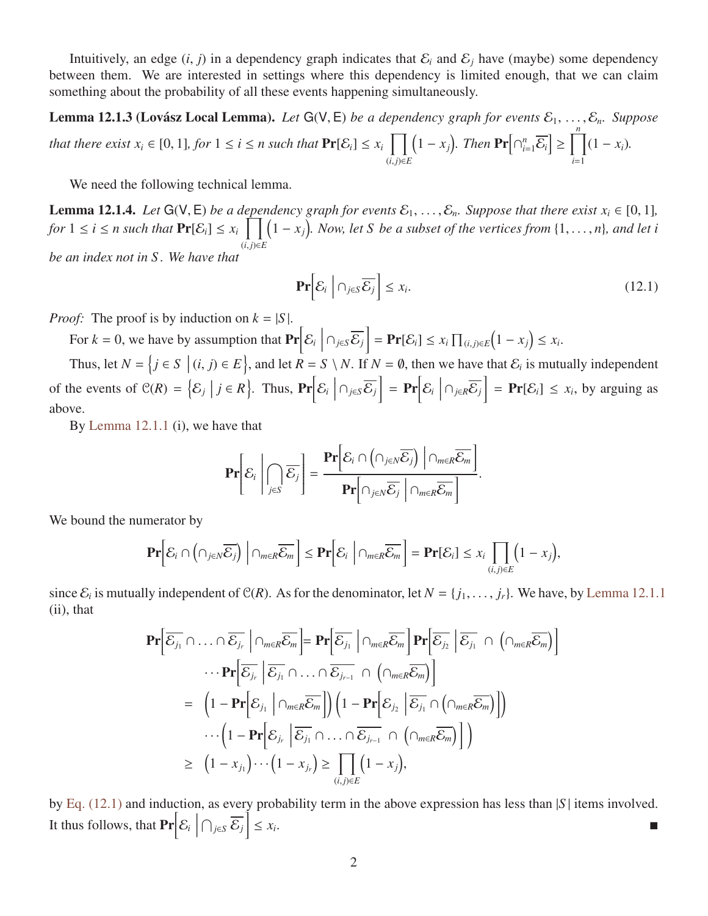Intuitively, an edge $(i, j)$ in a dependency graph indicates that $\mathcal{E}_i$ and $\mathcal{E}_j$ have (maybe) some dependency between them. We are interested in settings where this dependency is limited enough, that we can claim something about the probability of all these events happening simultaneously.

**Lemma 12.1.3 (Lovász Local Lemma).** *Let* $\mathsf{G}(\mathsf{V}, \mathsf{E})$ *be a dependency graph for events* $\mathcal{E}_1, \ldots, \mathcal{E}_n$*. Suppose that there exist* $x_i \in [0, 1]$*, for* $1 \le i \le n$ *such that* $\mathbf{Pr}[\mathcal{E}_i] \le x_i \prod_{(i,j) \in E} \left(1 - x_j\right)$*. Then* $\mathbf{Pr}\left[\cap_{i=1}^{n} \overline{\mathcal{E}_i}\right] \ge \prod_{i=1}^{n} (1 - x_i)$*.*

We need the following technical lemma.

**Lemma 12.1.4.** *Let* $\mathsf{G}(\mathsf{V}, \mathsf{E})$ *be a dependency graph for events* $\mathcal{E}_1, \ldots, \mathcal{E}_n$*. Suppose that there exist* $x_i \in [0, 1]$*, for* $1 \le i \le n$ *such that* $\mathbf{Pr}[\mathcal{E}_i] \le x_i \prod_{(i,j) \in E} \left(1 - x_j\right)$*. Now, let* $S$ *be a subset of the vertices from* $\{1, \ldots, n\}$*, and let* $i$ *be an index not in* $S$*. We have that*

$$\mathbf{Pr}\left[\mathcal{E}_i \,\middle|\, \cap_{j \in S} \overline{\mathcal{E}_j}\right] \le x_i. \tag{12.1}$$

*Proof:* The proof is by induction on $k = |S|$.

For $k = 0$, we have by assumption that $\mathbf{Pr}\left[\mathcal{E}_i \,\middle|\, \cap_{j \in S} \overline{\mathcal{E}_j}\right] = \mathbf{Pr}[\mathcal{E}_i] \le x_i \prod_{(i,j) \in E} \left(1 - x_j\right) \le x_i$.

Thus, let $N = \left\{ j \in S \,\middle|\, (i, j) \in E \right\}$, and let $R = S \setminus N$. If $N = \emptyset$, then we have that $\mathcal{E}_i$ is mutually independent of the events of $\mathcal{C}(R) = \left\{ \mathcal{E}_j \,\middle|\, j \in R \right\}$. Thus, $\mathbf{Pr}\left[\mathcal{E}_i \,\middle|\, \cap_{j \in S} \overline{\mathcal{E}_j}\right] = \mathbf{Pr}\left[\mathcal{E}_i \,\middle|\, \cap_{j \in R} \overline{\mathcal{E}_j}\right] = \mathbf{Pr}[\mathcal{E}_i] \le x_i$, by arguing as above.

By Lemma 12.1.1 (i), we have that

$$\mathbf{Pr}\left[\mathcal{E}_i \,\middle|\, \bigcap_{j \in S} \overline{\mathcal{E}_j}\right] = \frac{\mathbf{Pr}\left[\mathcal{E}_i \cap \left(\cap_{j \in N} \overline{\mathcal{E}_j}\right) \,\middle|\, \cap_{m \in R} \overline{\mathcal{E}_m}\right]}{\mathbf{Pr}\left[\cap_{j \in N} \overline{\mathcal{E}_j} \,\middle|\, \cap_{m \in R} \overline{\mathcal{E}_m}\right]}.$$

We bound the numerator by

$$\mathbf{Pr}\left[\mathcal{E}_i \cap \left(\cap_{j \in N} \overline{\mathcal{E}_j}\right) \,\middle|\, \cap_{m \in R} \overline{\mathcal{E}_m}\right] \le \mathbf{Pr}\left[\mathcal{E}_i \,\middle|\, \cap_{m \in R} \overline{\mathcal{E}_m}\right] = \mathbf{Pr}[\mathcal{E}_i] \le x_i \prod_{(i,j) \in E} \left(1 - x_j\right),$$

since $\mathcal{E}_i$ is mutually independent of $\mathcal{C}(R)$. As for the denominator, let $N = \{j_1, \ldots, j_r\}$. We have, by Lemma 12.1.1 (ii), that

$$\begin{aligned}
\mathbf{Pr}\left[\overline{\mathcal{E}_{j_1}} \cap \ldots \cap \overline{\mathcal{E}_{j_r}} \,\middle|\, \cap_{m \in R} \overline{\mathcal{E}_m}\right] &= \mathbf{Pr}\left[\overline{\mathcal{E}_{j_1}} \,\middle|\, \cap_{m \in R} \overline{\mathcal{E}_m}\right] \mathbf{Pr}\left[\overline{\mathcal{E}_{j_2}} \,\middle|\, \overline{\mathcal{E}_{j_1}} \cap \left(\cap_{m \in R} \overline{\mathcal{E}_m}\right)\right] \\
&\quad \cdots \mathbf{Pr}\left[\overline{\mathcal{E}_{j_r}} \,\middle|\, \overline{\mathcal{E}_{j_1}} \cap \ldots \cap \overline{\mathcal{E}_{j_{r-1}}} \cap \left(\cap_{m \in R} \overline{\mathcal{E}_m}\right)\right] \\
&= \left(1 - \mathbf{Pr}\left[\mathcal{E}_{j_1} \,\middle|\, \cap_{m \in R} \overline{\mathcal{E}_m}\right]\right) \left(1 - \mathbf{Pr}\left[\mathcal{E}_{j_2} \,\middle|\, \overline{\mathcal{E}_{j_1}} \cap \left(\cap_{m \in R} \overline{\mathcal{E}_m}\right)\right]\right) \\
&\quad \cdots \left(1 - \mathbf{Pr}\left[\mathcal{E}_{j_r} \,\middle|\, \overline{\mathcal{E}_{j_1}} \cap \ldots \cap \overline{\mathcal{E}_{j_{r-1}}} \cap \left(\cap_{m \in R} \overline{\mathcal{E}_m}\right)\right]\right) \\
&\ge \left(1 - x_{j_1}\right) \cdots \left(1 - x_{j_r}\right) \ge \prod_{(i,j) \in E} \left(1 - x_j\right),
\end{aligned}$$

by Eq. (12.1) and induction, as every probability term in the above expression has less than $|S|$ items involved. It thus follows, that $\mathbf{Pr}\left[\mathcal{E}_i \,\middle|\, \bigcap_{j \in S} \overline{\mathcal{E}_j}\right] \le x_i$. ∎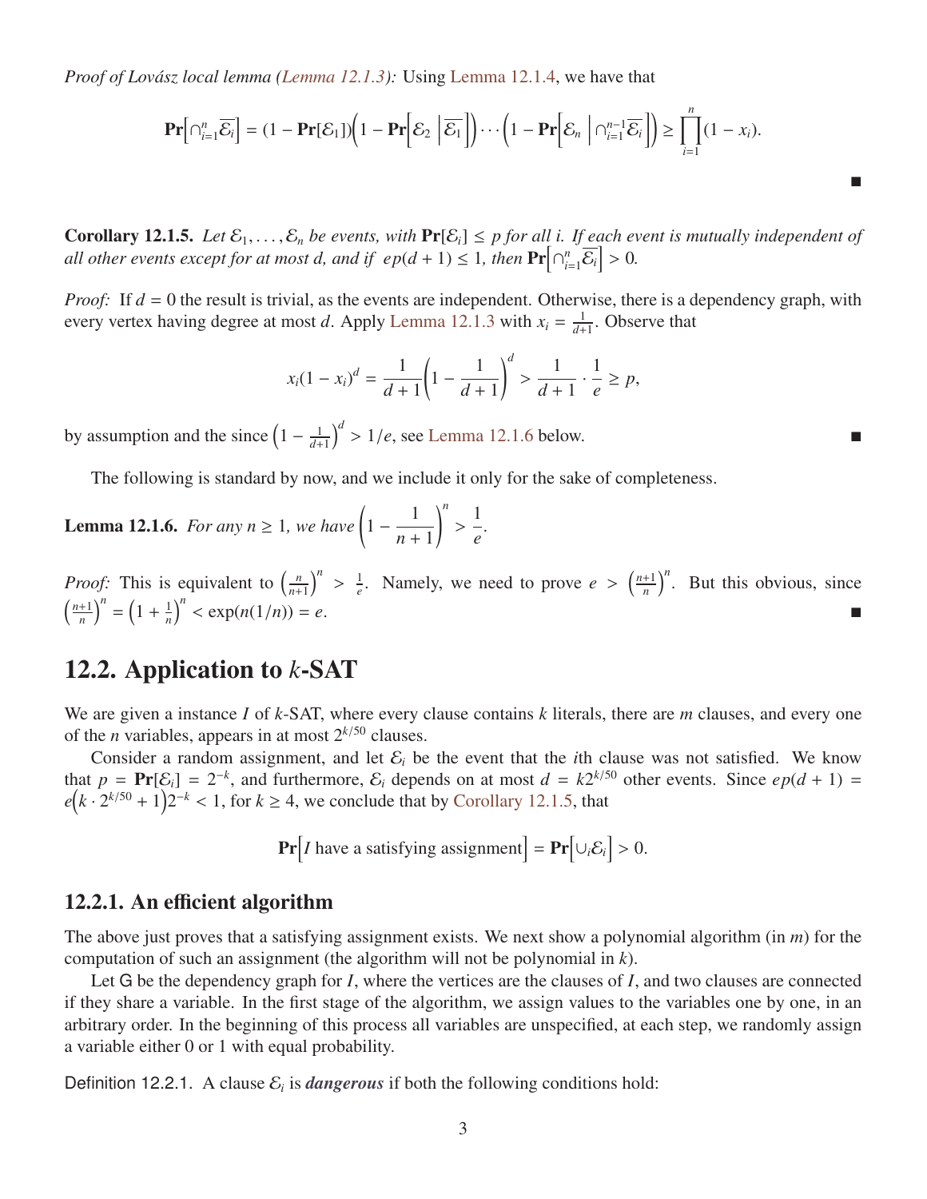*Proof of Lovász local lemma (Lemma 12.1.3):* Using Lemma 12.1.4, we have that

$$\mathbf{Pr}\Big[\cap_{i=1}^{n} \overline{\mathcal{E}_i}\Big] = (1 - \mathbf{Pr}[\mathcal{E}_1])\Big(1 - \mathbf{Pr}\Big[\mathcal{E}_2 \,\Big|\, \overline{\mathcal{E}_1}\Big]\Big) \cdots \Big(1 - \mathbf{Pr}\Big[\mathcal{E}_n \,\Big|\, \cap_{i=1}^{n-1} \overline{\mathcal{E}_i}\Big]\Big) \geq \prod_{i=1}^{n} (1 - x_i).$$

■

**Corollary 12.1.5.** *Let $\mathcal{E}_1, \ldots, \mathcal{E}_n$ be events, with $\mathbf{Pr}[\mathcal{E}_i] \leq p$ for all $i$. If each event is mutually independent of all other events except for at most $d$, and if $ep(d+1) \leq 1$, then $\mathbf{Pr}\Big[\cap_{i=1}^{n} \overline{\mathcal{E}_i}\Big] > 0$.*

*Proof:* If $d = 0$ the result is trivial, as the events are independent. Otherwise, there is a dependency graph, with every vertex having degree at most $d$. Apply Lemma 12.1.3 with $x_i = \frac{1}{d+1}$. Observe that

$$x_i (1 - x_i)^d = \frac{1}{d+1}\left(1 - \frac{1}{d+1}\right)^d > \frac{1}{d+1} \cdot \frac{1}{e} \geq p,$$

by assumption and the since $\left(1 - \frac{1}{d+1}\right)^d > 1/e$, see Lemma 12.1.6 below. ■

The following is standard by now, and we include it only for the sake of completeness.

**Lemma 12.1.6.** *For any $n \geq 1$, we have $\left(1 - \dfrac{1}{n+1}\right)^n > \dfrac{1}{e}$.*

*Proof:* This is equivalent to $\left(\frac{n}{n+1}\right)^n > \frac{1}{e}$. Namely, we need to prove $e > \left(\frac{n+1}{n}\right)^n$. But this obvious, since $\left(\frac{n+1}{n}\right)^n = \left(1 + \frac{1}{n}\right)^n < \exp(n(1/n)) = e$. ■

## 12.2. Application to $k$-SAT

We are given a instance $I$ of $k$-SAT, where every clause contains $k$ literals, there are $m$ clauses, and every one of the $n$ variables, appears in at most $2^{k/50}$ clauses.

Consider a random assignment, and let $\mathcal{E}_i$ be the event that the $i$th clause was not satisfied. We know that $p = \mathbf{Pr}[\mathcal{E}_i] = 2^{-k}$, and furthermore, $\mathcal{E}_i$ depends on at most $d = k2^{k/50}$ other events. Since $ep(d+1) = e\Big(k \cdot 2^{k/50} + 1\Big)2^{-k} < 1$, for $k \geq 4$, we conclude that by Corollary 12.1.5, that

$$\mathbf{Pr}\Big[I \text{ have a satisfying assignment}\Big] = \mathbf{Pr}\Big[\cup_i \mathcal{E}_i\Big] > 0.$$

### 12.2.1. An efficient algorithm

The above just proves that a satisfying assignment exists. We next show a polynomial algorithm (in $m$) for the computation of such an assignment (the algorithm will not be polynomial in $k$).

Let $\mathsf{G}$ be the dependency graph for $I$, where the vertices are the clauses of $I$, and two clauses are connected if they share a variable. In the first stage of the algorithm, we assign values to the variables one by one, in an arbitrary order. In the beginning of this process all variables are unspecified, at each step, we randomly assign a variable either 0 or 1 with equal probability.

Definition 12.2.1. A clause $\mathcal{E}_i$ is ***dangerous*** if both the following conditions hold: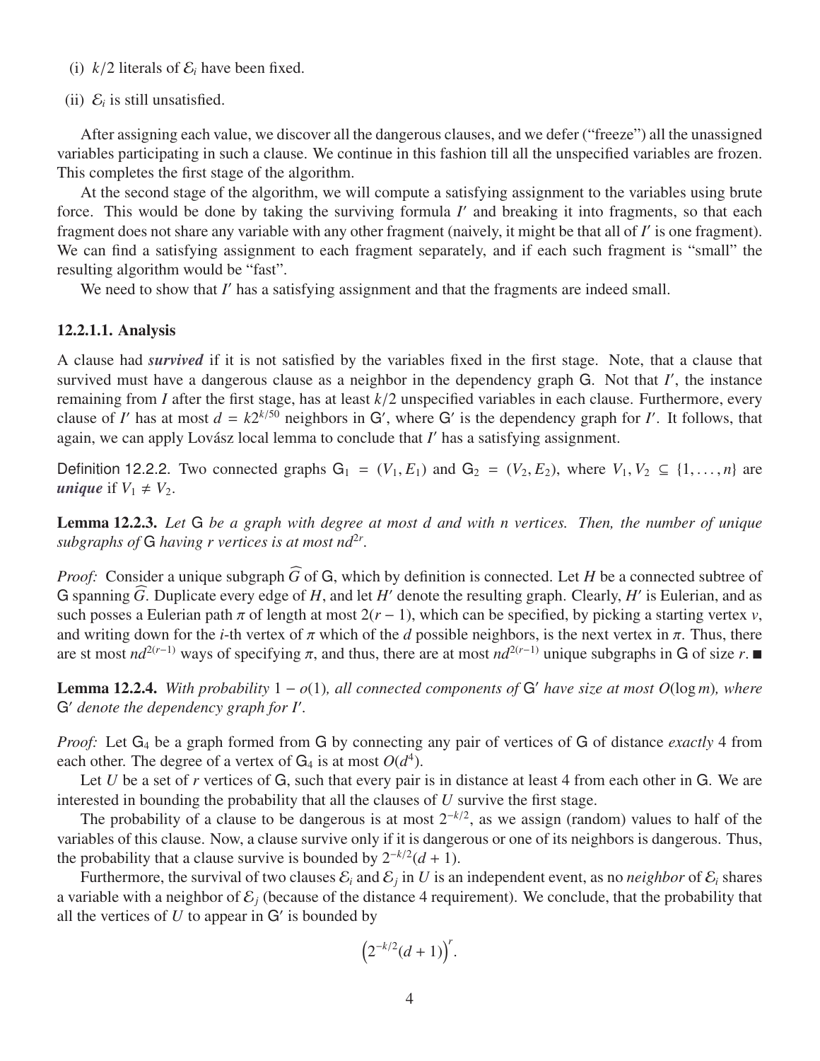(i) $k/2$ literals of $\mathcal{E}_i$ have been fixed.

(ii) $\mathcal{E}_i$ is still unsatisfied.

After assigning each value, we discover all the dangerous clauses, and we defer ("freeze") all the unassigned variables participating in such a clause. We continue in this fashion till all the unspecified variables are frozen. This completes the first stage of the algorithm.

At the second stage of the algorithm, we will compute a satisfying assignment to the variables using brute force. This would be done by taking the surviving formula $I'$ and breaking it into fragments, so that each fragment does not share any variable with any other fragment (naively, it might be that all of $I'$ is one fragment). We can find a satisfying assignment to each fragment separately, and if each such fragment is "small" the resulting algorithm would be "fast".

We need to show that $I'$ has a satisfying assignment and that the fragments are indeed small.

#### 12.2.1.1. Analysis

A clause had ***survived*** if it is not satisfied by the variables fixed in the first stage. Note, that a clause that survived must have a dangerous clause as a neighbor in the dependency graph $\mathsf{G}$. Not that $I'$, the instance remaining from $I$ after the first stage, has at least $k/2$ unspecified variables in each clause. Furthermore, every clause of $I'$ has at most $d = k2^{k/50}$ neighbors in $\mathsf{G}'$, where $\mathsf{G}'$ is the dependency graph for $I'$. It follows, that again, we can apply Lovász local lemma to conclude that $I'$ has a satisfying assignment.

Definition 12.2.2. Two connected graphs $\mathsf{G}_1 = (V_1, E_1)$ and $\mathsf{G}_2 = (V_2, E_2)$, where $V_1, V_2 \subseteq \{1, \ldots, n\}$ are ***unique*** if $V_1 \neq V_2$.

**Lemma 12.2.3.** *Let $\mathsf{G}$ be a graph with degree at most $d$ and with $n$ vertices. Then, the number of unique subgraphs of $\mathsf{G}$ having $r$ vertices is at most $nd^{2r}$.*

*Proof:* Consider a unique subgraph $\widehat{G}$ of $\mathsf{G}$, which by definition is connected. Let $H$ be a connected subtree of $\mathsf{G}$ spanning $\widehat{G}$. Duplicate every edge of $H$, and let $H'$ denote the resulting graph. Clearly, $H'$ is Eulerian, and as such posses a Eulerian path $\pi$ of length at most $2(r-1)$, which can be specified, by picking a starting vertex $v$, and writing down for the $i$-th vertex of $\pi$ which of the $d$ possible neighbors, is the next vertex in $\pi$. Thus, there are st most $nd^{2(r-1)}$ ways of specifying $\pi$, and thus, there are at most $nd^{2(r-1)}$ unique subgraphs in $\mathsf{G}$ of size $r$. ■

**Lemma 12.2.4.** *With probability $1 - o(1)$, all connected components of $\mathsf{G}'$ have size at most $O(\log m)$, where $\mathsf{G}'$ denote the dependency graph for $I'$.*

*Proof:* Let $\mathsf{G}_4$ be a graph formed from $\mathsf{G}$ by connecting any pair of vertices of $\mathsf{G}$ of distance *exactly* 4 from each other. The degree of a vertex of $\mathsf{G}_4$ is at most $O(d^4)$.

Let $U$ be a set of $r$ vertices of $\mathsf{G}$, such that every pair is in distance at least 4 from each other in $\mathsf{G}$. We are interested in bounding the probability that all the clauses of $U$ survive the first stage.

The probability of a clause to be dangerous is at most $2^{-k/2}$, as we assign (random) values to half of the variables of this clause. Now, a clause survive only if it is dangerous or one of its neighbors is dangerous. Thus, the probability that a clause survive is bounded by $2^{-k/2}(d+1)$.

Furthermore, the survival of two clauses $\mathcal{E}_i$ and $\mathcal{E}_j$ in $U$ is an independent event, as no *neighbor* of $\mathcal{E}_i$ shares a variable with a neighbor of $\mathcal{E}_j$ (because of the distance 4 requirement). We conclude, that the probability that all the vertices of $U$ to appear in $\mathsf{G}'$ is bounded by

$$\left(2^{-k/2}(d+1)\right)^r.$$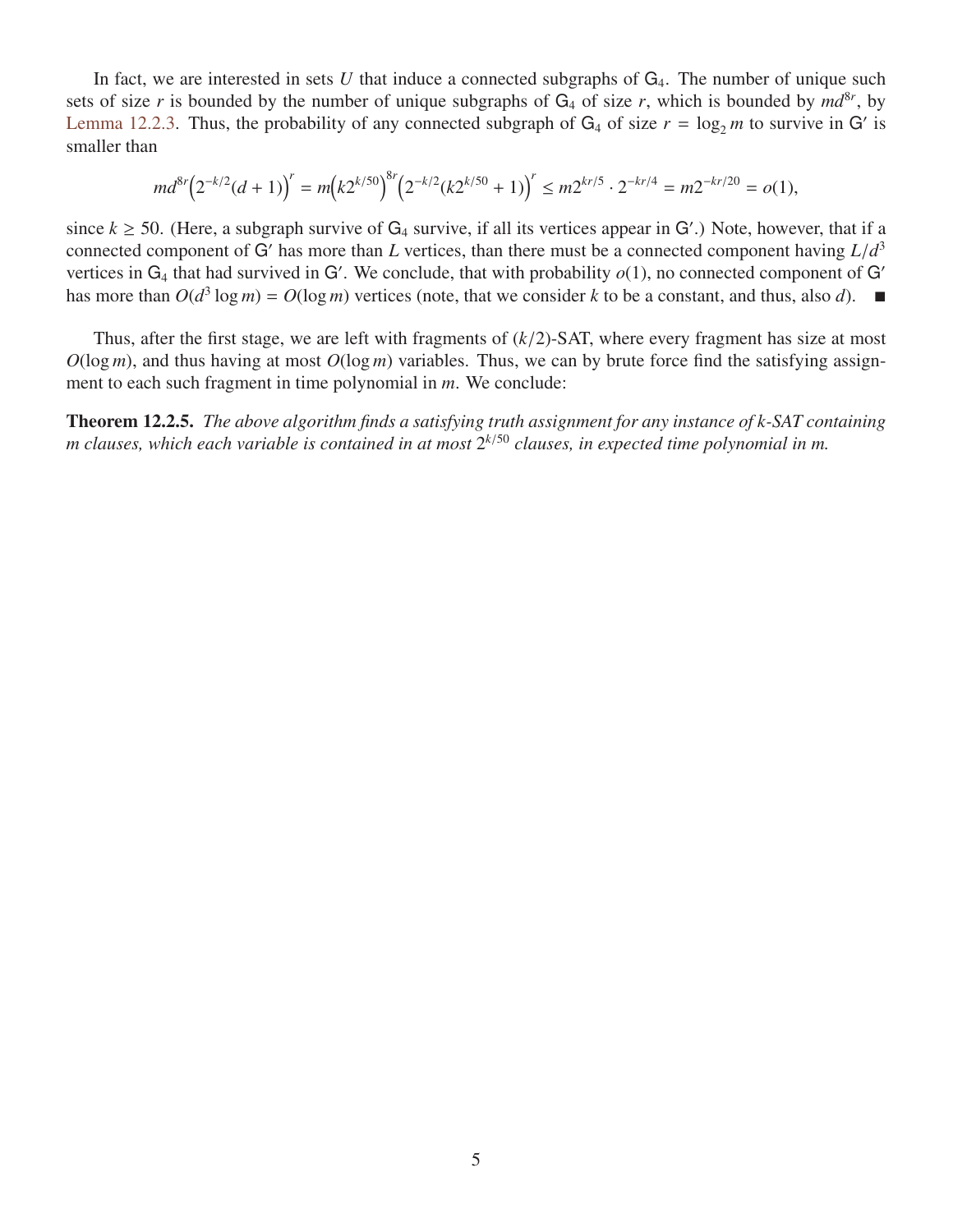In fact, we are interested in sets $U$ that induce a connected subgraphs of $\mathsf{G}_4$. The number of unique such sets of size $r$ is bounded by the number of unique subgraphs of $\mathsf{G}_4$ of size $r$, which is bounded by $md^{8r}$, by Lemma 12.2.3. Thus, the probability of any connected subgraph of $\mathsf{G}_4$ of size $r = \log_2 m$ to survive in $\mathsf{G}'$ is smaller than

$$md^{8r}\Big(2^{-k/2}(d+1)\Big)^r = m\Big(k2^{k/50}\Big)^{8r}\Big(2^{-k/2}(k2^{k/50}+1)\Big)^r \leq m2^{kr/5} \cdot 2^{-kr/4} = m2^{-kr/20} = o(1),$$

since $k \geq 50$. (Here, a subgraph survive of $\mathsf{G}_4$ survive, if all its vertices appear in $\mathsf{G}'$.) Note, however, that if a connected component of $\mathsf{G}'$ has more than $L$ vertices, than there must be a connected component having $L/d^3$ vertices in $\mathsf{G}_4$ that had survived in $\mathsf{G}'$. We conclude, that with probability $o(1)$, no connected component of $\mathsf{G}'$ has more than $O(d^3 \log m) = O(\log m)$ vertices (note, that we consider $k$ to be a constant, and thus, also $d$). ■

Thus, after the first stage, we are left with fragments of $(k/2)$-SAT, where every fragment has size at most $O(\log m)$, and thus having at most $O(\log m)$ variables. Thus, we can by brute force find the satisfying assignment to each such fragment in time polynomial in $m$. We conclude:

**Theorem 12.2.5.** *The above algorithm finds a satisfying truth assignment for any instance of k-SAT containing m clauses, which each variable is contained in at most $2^{k/50}$ clauses, in expected time polynomial in m.*